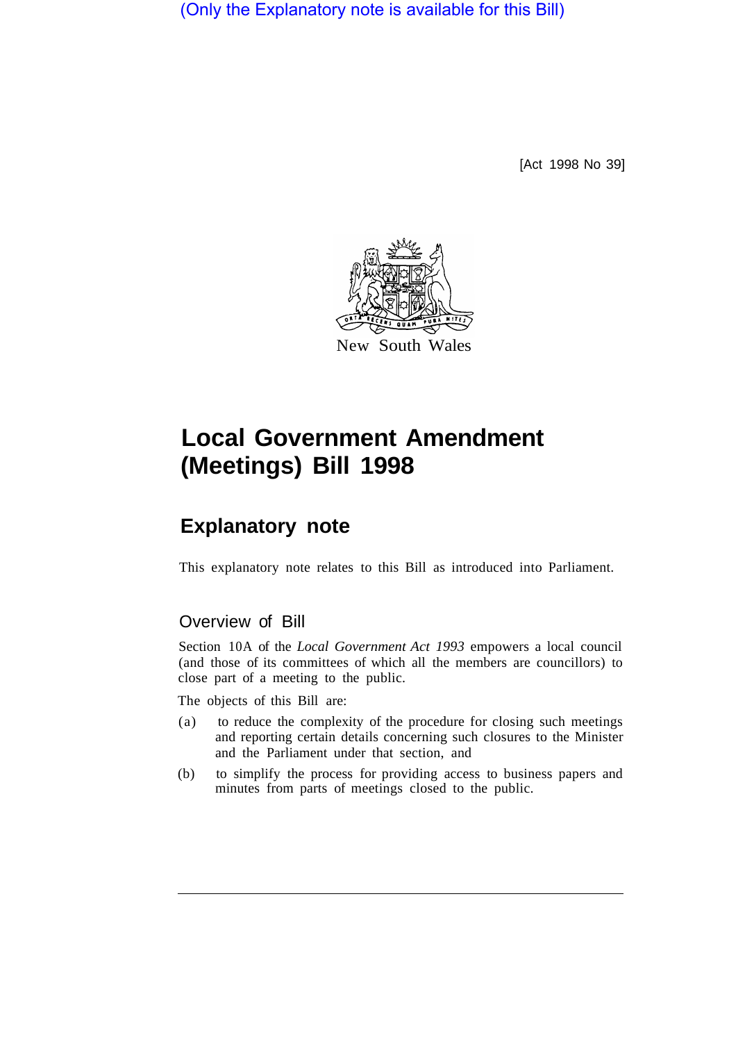(Only the Explanatory note is available for this Bill)

[Act 1998 No 39]

New South Wales

# Local Government Amendment (Meetings) Bill 1998

## Explanatory note

This explanatory note relates to this Bill as introduced into Parliament.

### Overview of Bill

Section 10A of the *Local Government Act 1993* empowers a local council (and those of its committees of which all the members are councillors) to close part of a meeting to the public.

The objects of this Bill are:

(a) to reduce the complexity of the procedure for closing such meetings and reporting certain details concerning such closures to the Minister and the Parliament under that section, and

(b) to simplify the process for providing access to business papers and minutes from parts of meetings closed to the public.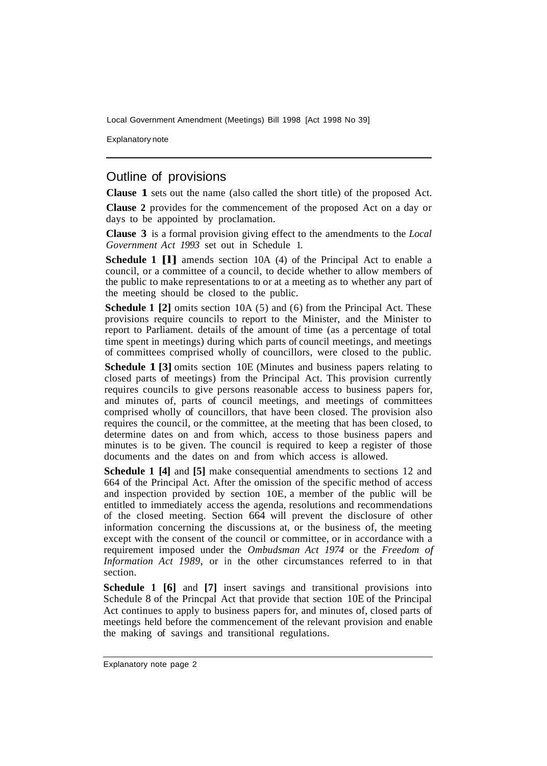## Outline of provisions

**Clause 1** sets out the name (also called the short title) of the proposed Act.

**Clause 2** provides for the commencement of the proposed Act on a day or days to be appointed by proclamation.

**Clause 3** is a formal provision giving effect to the amendments to the *Local Government Act 1993* set out in Schedule 1.

**Schedule 1 [1]** amends section 10A (4) of the Principal Act to enable a council, or a committee of a council, to decide whether to allow members of the public to make representations to or at a meeting as to whether any part of the meeting should be closed to the public.

**Schedule 1 [2]** omits section 10A (5) and (6) from the Principal Act. These provisions require councils to report to the Minister, and the Minister to report to Parliament. details of the amount of time (as a percentage of total time spent in meetings) during which parts of council meetings, and meetings of committees comprised wholly of councillors, were closed to the public.

**Schedule 1 [3]** omits section 10E (Minutes and business papers relating to closed parts of meetings) from the Principal Act. This provision currently requires councils to give persons reasonable access to business papers for, and minutes of, parts of council meetings, and meetings of committees comprised wholly of councillors, that have been closed. The provision also requires the council, or the committee, at the meeting that has been closed, to determine dates on and from which, access to those business papers and minutes is to be given. The council is required to keep a register of those documents and the dates on and from which access is allowed.

**Schedule 1 [4]** and **[5]** make consequential amendments to sections 12 and 664 of the Principal Act. After the omission of the specific method of access and inspection provided by section 10E, a member of the public will be entitled to immediately access the agenda, resolutions and recommendations of the closed meeting. Section 664 will prevent the disclosure of other information concerning the discussions at, or the business of, the meeting except with the consent of the council or committee, or in accordance with a requirement imposed under the *Ombudsman Act 1974* or the *Freedom of Information Act 1989*, or in the other circumstances referred to in that section.

**Schedule 1 [6]** and **[7]** insert savings and transitional provisions into Schedule 8 of the Princpal Act that provide that section 10E of the Principal Act continues to apply to business papers for, and minutes of, closed parts of meetings held before the commencement of the relevant provision and enable the making of savings and transitional regulations.